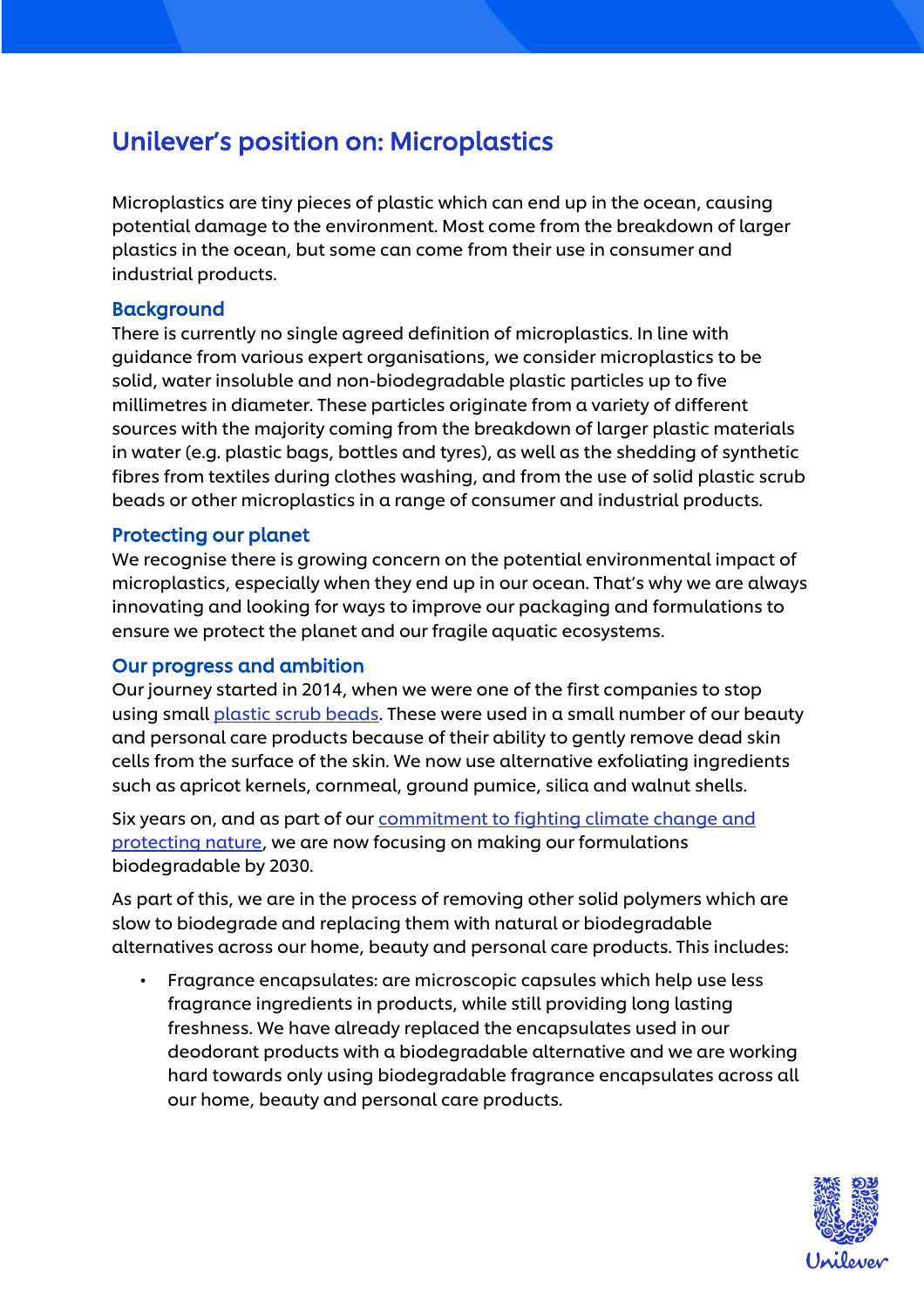# Unilever's position on: Microplastics

Microplastics are tiny pieces of plastic which can end up in the ocean, causing potential damage to the environment. Most come from the breakdown of larger plastics in the ocean, but some can come from their use in consumer and industrial products.

## Background

There is currently no single agreed definition of microplastics. In line with guidance from various expert organisations, we consider microplastics to be solid, water insoluble and non-biodegradable plastic particles up to five millimetres in diameter. These particles originate from a variety of different sources with the majority coming from the breakdown of larger plastic materials in water (e.g. plastic bags, bottles and tyres), as well as the shedding of synthetic fibres from textiles during clothes washing, and from the use of solid plastic scrub beads or other microplastics in a range of consumer and industrial products.

## Protecting our planet

We recognise there is growing concern on the potential environmental impact of microplastics, especially when they end up in our ocean. That's why we are always innovating and looking for ways to improve our packaging and formulations to ensure we protect the planet and our fragile aquatic ecosystems.

## Our progress and ambition

Our journey started in 2014, when we were one of the first companies to stop using small plastic scrub beads. These were used in a small number of our beauty and personal care products because of their ability to gently remove dead skin cells from the surface of the skin. We now use alternative exfoliating ingredients such as apricot kernels, cornmeal, ground pumice, silica and walnut shells.

Six years on, and as part of our commitment to fighting climate change and protecting nature, we are now focusing on making our formulations biodegradable by 2030.

As part of this, we are in the process of removing other solid polymers which are slow to biodegrade and replacing them with natural or biodegradable alternatives across our home, beauty and personal care products. This includes:

- Fragrance encapsulates: are microscopic capsules which help use less fragrance ingredients in products, while still providing long lasting freshness. We have already replaced the encapsulates used in our deodorant products with a biodegradable alternative and we are working hard towards only using biodegradable fragrance encapsulates across all our home, beauty and personal care products.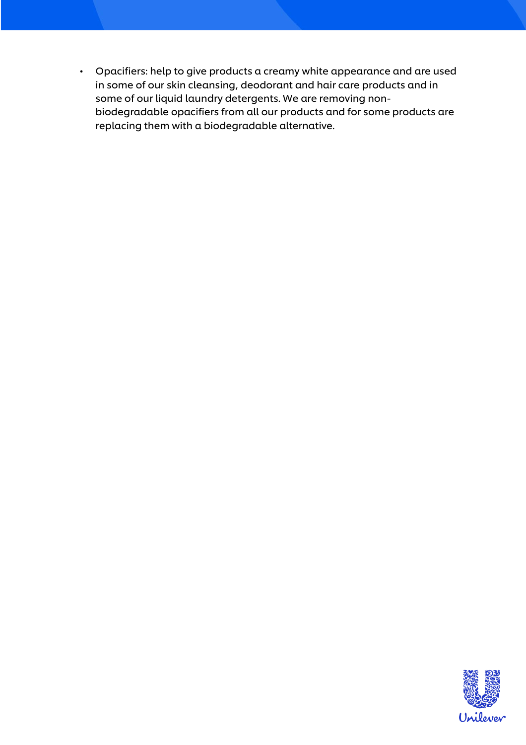- Opacifiers: help to give products a creamy white appearance and are used in some of our skin cleansing, deodorant and hair care products and in some of our liquid laundry detergents. We are removing non-biodegradable opacifiers from all our products and for some products are replacing them with a biodegradable alternative.